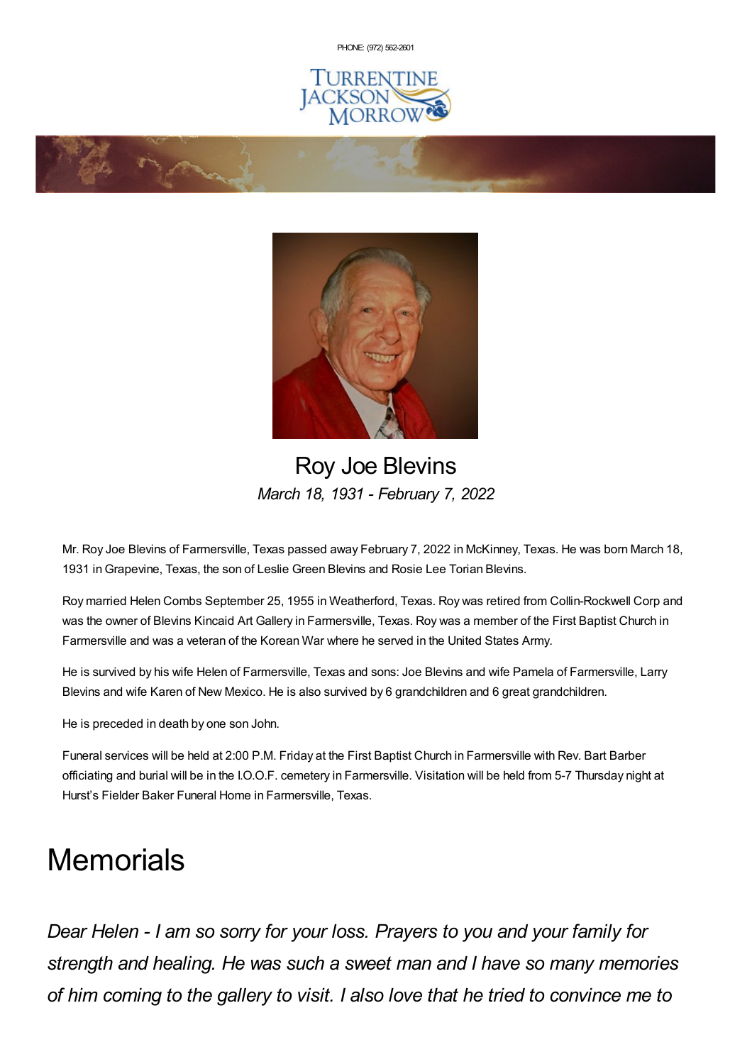PHONE: (972) 562-2601

# Roy Joe Blevins

*March 18, 1931 - February 7, 2022*

Mr. Roy Joe Blevins of Farmersville, Texas passed away February 7, 2022 in McKinney, Texas. He was born March 18, 1931 in Grapevine, Texas, the son of Leslie Green Blevins and Rosie Lee Torian Blevins.

Roy married Helen Combs September 25, 1955 in Weatherford, Texas. Roy was retired from Collin-Rockwell Corp and was the owner of Blevins Kincaid Art Gallery in Farmersville, Texas. Roy was a member of the First Baptist Church in Farmersville and was a veteran of the Korean War where he served in the United States Army.

He is survived by his wife Helen of Farmersville, Texas and sons: Joe Blevins and wife Pamela of Farmersville, Larry Blevins and wife Karen of New Mexico. He is also survived by 6 grandchildren and 6 great grandchildren.

He is preceded in death by one son John.

Funeral services will be held at 2:00 P.M. Friday at the First Baptist Church in Farmersville with Rev. Bart Barber officiating and burial will be in the I.O.O.F. cemetery in Farmersville. Visitation will be held from 5-7 Thursday night at Hurst's Fielder Baker Funeral Home in Farmersville, Texas.

# Memorials

*Dear Helen - I am so sorry for your loss. Prayers to you and your family for strength and healing. He was such a sweet man and I have so many memories of him coming to the gallery to visit. I also love that he tried to convince me to*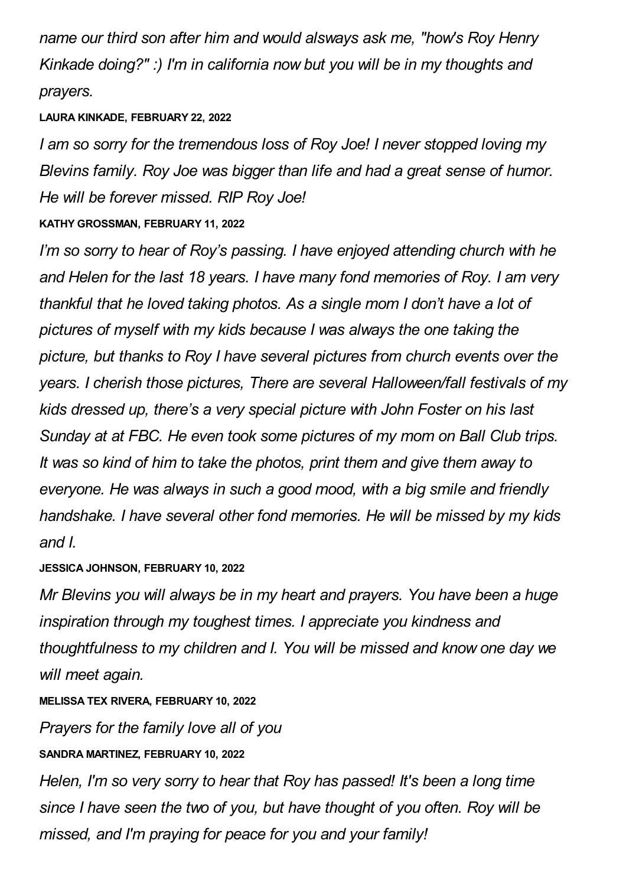*name our third son after him and would alsways ask me, "how's Roy Henry Kinkade doing?" :) I'm in california now but you will be in my thoughts and prayers.*

**LAURA KINKADE, FEBRUARY 22, 2022**

*I am so sorry for the tremendous loss of Roy Joe! I never stopped loving my Blevins family. Roy Joe was bigger than life and had a great sense of humor. He will be forever missed. RIP Roy Joe!*

**KATHY GROSSMAN, FEBRUARY 11, 2022**

*I'm so sorry to hear of Roy's passing. I have enjoyed attending church with he and Helen for the last 18 years. I have many fond memories of Roy. I am very thankful that he loved taking photos. As a single mom I don't have a lot of pictures of myself with my kids because I was always the one taking the picture, but thanks to Roy I have several pictures from church events over the years. I cherish those pictures, There are several Halloween/fall festivals of my kids dressed up, there's a very special picture with John Foster on his last Sunday at at FBC. He even took some pictures of my mom on Ball Club trips. It was so kind of him to take the photos, print them and give them away to everyone. He was always in such a good mood, with a big smile and friendly handshake. I have several other fond memories. He will be missed by my kids and I.*

**JESSICA JOHNSON, FEBRUARY 10, 2022**

*Mr Blevins you will always be in my heart and prayers. You have been a huge inspiration through my toughest times. I appreciate you kindness and thoughtfulness to my children and I. You will be missed and know one day we will meet again.*

**MELISSA TEX RIVERA, FEBRUARY 10, 2022**

*Prayers for the family love all of you*

**SANDRA MARTINEZ, FEBRUARY 10, 2022**

*Helen, I'm so very sorry to hear that Roy has passed! It's been a long time since I have seen the two of you, but have thought of you often. Roy will be missed, and I'm praying for peace for you and your family!*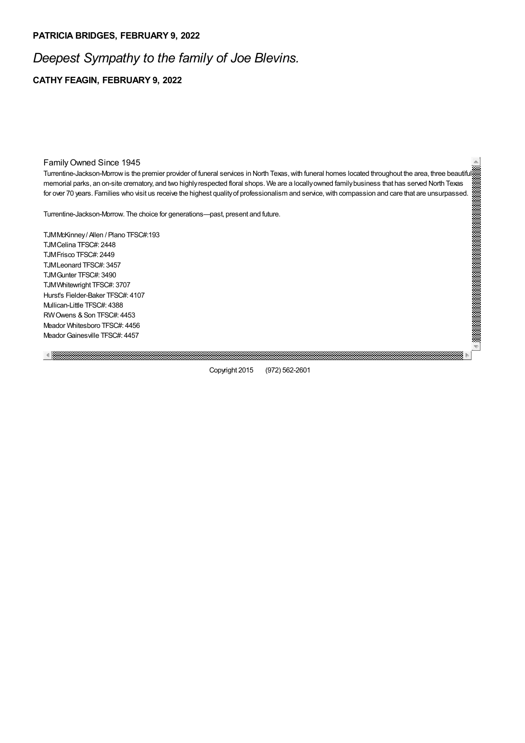**PATRICIA BRIDGES, FEBRUARY 9, 2022**

*Deepest Sympathy to the family of Joe Blevins.*

**CATHY FEAGIN, FEBRUARY 9, 2022**

Family Owned Since 1945

Turrentine-Jackson-Morrow is the premier provider of funeral services in North Texas, with funeral homes located throughout the area, three beautiful memorial parks, an on-site crematory, and two highly respected floral shops. We are a locally owned family business that has served North Texas for over 70 years. Families who visit us receive the highest quality of professionalism and service, with compassion and care that are unsurpassed.

Turrentine-Jackson-Morrow. The choice for generations—past, present and future.

TJM McKinney / Allen / Plano TFSC#:193
TJM Celina TFSC#: 2448
TJM Frisco TFSC#: 2449
TJM Leonard TFSC#: 3457
TJM Gunter TFSC#: 3490
TJM Whitewright TFSC#: 3707
Hurst's Fielder-Baker TFSC#: 4107
Mullican-Little TFSC#: 4388
RW Owens & Son TFSC#: 4453
Meador Whitesboro TFSC#: 4456
Meador Gainesville TFSC#: 4457

Copyright 2015 (972) 562-2601